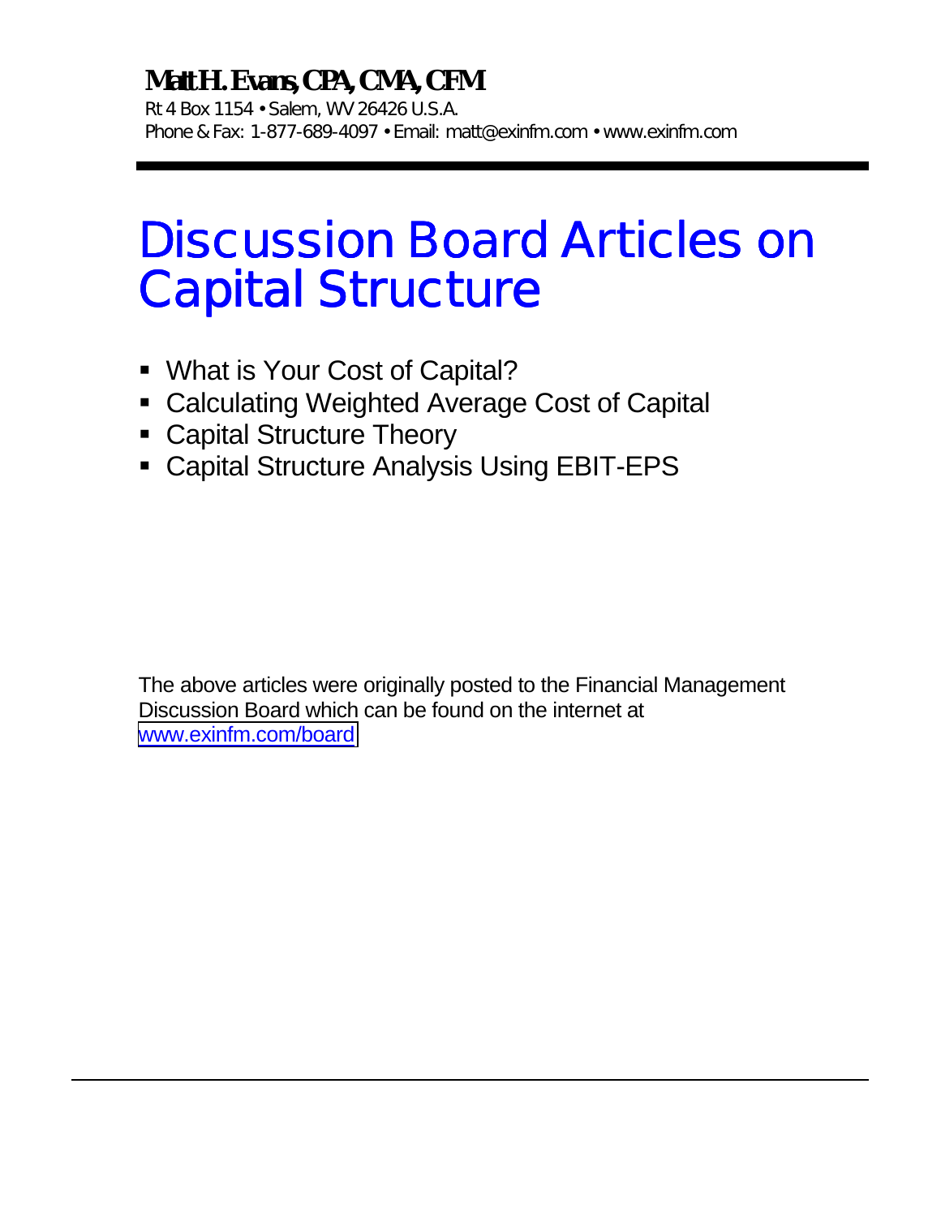**Matt H. Evans, CPA, CMA, CFM**

Rt 4 Box 1154 • Salem, WV 26426 U.S.A.
Phone & Fax: 1-877-689-4097 • Email: matt@exinfm.com • www.exinfm.com

# Discussion Board Articles on Capital Structure

- What is Your Cost of Capital?
- Calculating Weighted Average Cost of Capital
- Capital Structure Theory
- Capital Structure Analysis Using EBIT-EPS

The above articles were originally posted to the Financial Management Discussion Board which can be found on the internet at www.exinfm.com/board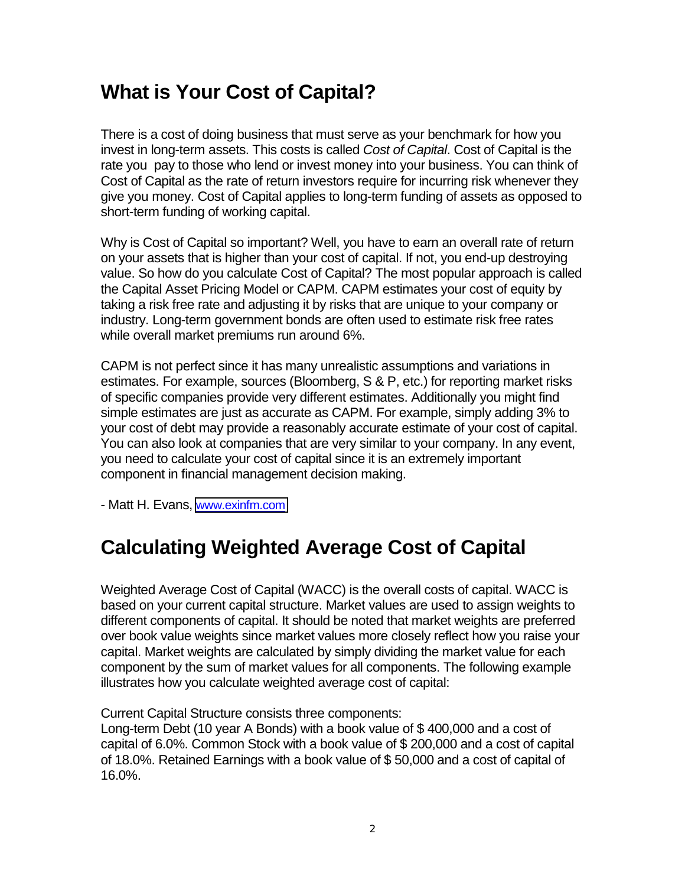## What is Your Cost of Capital?

There is a cost of doing business that must serve as your benchmark for how you invest in long-term assets. This costs is called *Cost of Capital*. Cost of Capital is the rate you pay to those who lend or invest money into your business. You can think of Cost of Capital as the rate of return investors require for incurring risk whenever they give you money. Cost of Capital applies to long-term funding of assets as opposed to short-term funding of working capital.

Why is Cost of Capital so important? Well, you have to earn an overall rate of return on your assets that is higher than your cost of capital. If not, you end-up destroying value. So how do you calculate Cost of Capital? The most popular approach is called the Capital Asset Pricing Model or CAPM. CAPM estimates your cost of equity by taking a risk free rate and adjusting it by risks that are unique to your company or industry. Long-term government bonds are often used to estimate risk free rates while overall market premiums run around 6%.

CAPM is not perfect since it has many unrealistic assumptions and variations in estimates. For example, sources (Bloomberg, S & P, etc.) for reporting market risks of specific companies provide very different estimates. Additionally you might find simple estimates are just as accurate as CAPM. For example, simply adding 3% to your cost of debt may provide a reasonably accurate estimate of your cost of capital. You can also look at companies that are very similar to your company. In any event, you need to calculate your cost of capital since it is an extremely important component in financial management decision making.

- Matt H. Evans, www.exinfm.com

## Calculating Weighted Average Cost of Capital

Weighted Average Cost of Capital (WACC) is the overall costs of capital. WACC is based on your current capital structure. Market values are used to assign weights to different components of capital. It should be noted that market weights are preferred over book value weights since market values more closely reflect how you raise your capital. Market weights are calculated by simply dividing the market value for each component by the sum of market values for all components. The following example illustrates how you calculate weighted average cost of capital:

Current Capital Structure consists three components:
Long-term Debt (10 year A Bonds) with a book value of $ 400,000 and a cost of capital of 6.0%. Common Stock with a book value of $ 200,000 and a cost of capital of 18.0%. Retained Earnings with a book value of $ 50,000 and a cost of capital of 16.0%.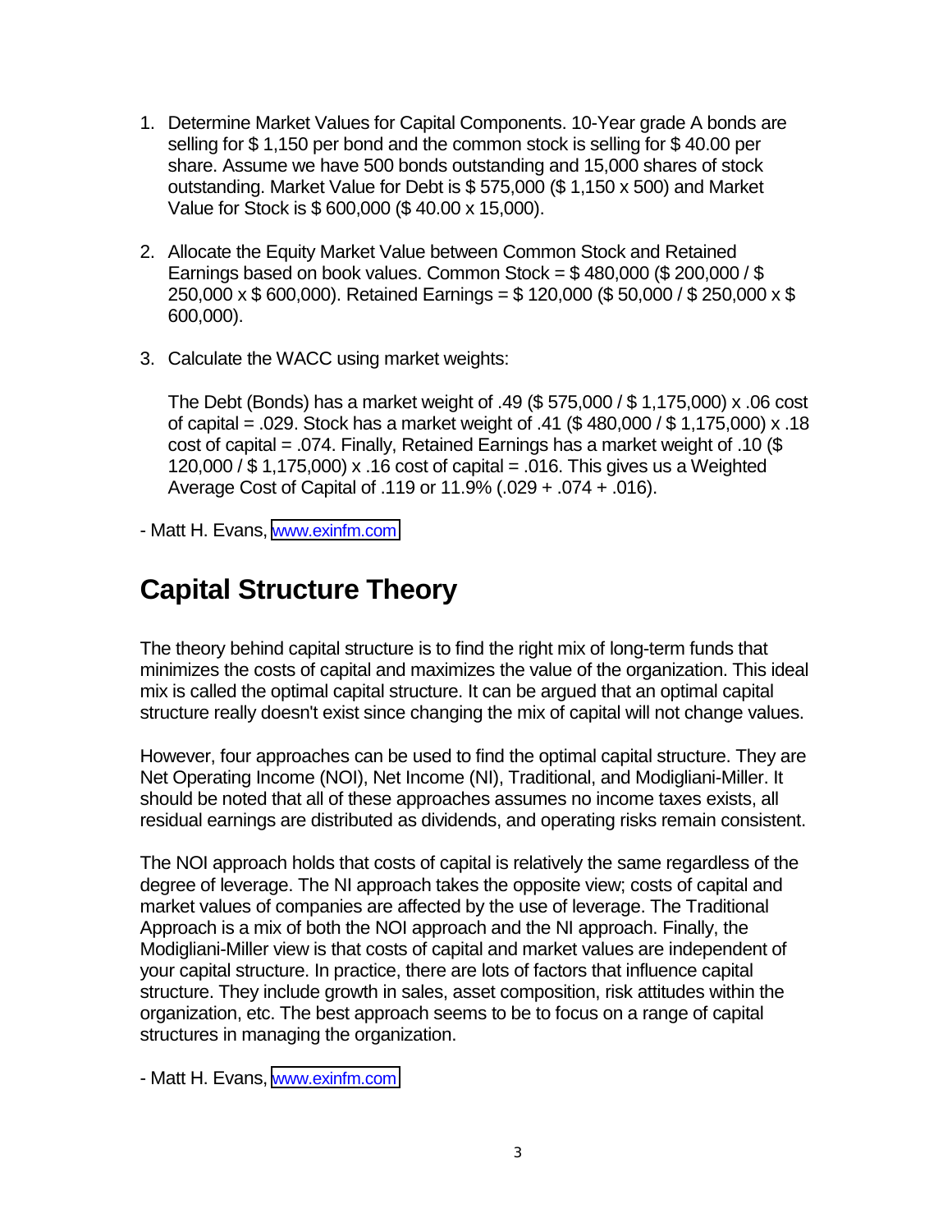1. Determine Market Values for Capital Components. 10-Year grade A bonds are selling for $ 1,150 per bond and the common stock is selling for $ 40.00 per share. Assume we have 500 bonds outstanding and 15,000 shares of stock outstanding. Market Value for Debt is $ 575,000 ($ 1,150 x 500) and Market Value for Stock is $ 600,000 ($ 40.00 x 15,000).

2. Allocate the Equity Market Value between Common Stock and Retained Earnings based on book values. Common Stock = $ 480,000 ($ 200,000 / $ 250,000 x $ 600,000). Retained Earnings = $ 120,000 ($ 50,000 / $ 250,000 x $ 600,000).

3. Calculate the WACC using market weights:

   The Debt (Bonds) has a market weight of .49 ($ 575,000 / $ 1,175,000) x .06 cost of capital = .029. Stock has a market weight of .41 ($ 480,000 / $ 1,175,000) x .18 cost of capital = .074. Finally, Retained Earnings has a market weight of .10 ($ 120,000 / $ 1,175,000) x .16 cost of capital = .016. This gives us a Weighted Average Cost of Capital of .119 or 11.9% (.029 + .074 + .016).

- Matt H. Evans, www.exinfm.com

## Capital Structure Theory

The theory behind capital structure is to find the right mix of long-term funds that minimizes the costs of capital and maximizes the value of the organization. This ideal mix is called the optimal capital structure. It can be argued that an optimal capital structure really doesn't exist since changing the mix of capital will not change values.

However, four approaches can be used to find the optimal capital structure. They are Net Operating Income (NOI), Net Income (NI), Traditional, and Modigliani-Miller. It should be noted that all of these approaches assumes no income taxes exists, all residual earnings are distributed as dividends, and operating risks remain consistent.

The NOI approach holds that costs of capital is relatively the same regardless of the degree of leverage. The NI approach takes the opposite view; costs of capital and market values of companies are affected by the use of leverage. The Traditional Approach is a mix of both the NOI approach and the NI approach. Finally, the Modigliani-Miller view is that costs of capital and market values are independent of your capital structure. In practice, there are lots of factors that influence capital structure. They include growth in sales, asset composition, risk attitudes within the organization, etc. The best approach seems to be to focus on a range of capital structures in managing the organization.

- Matt H. Evans, www.exinfm.com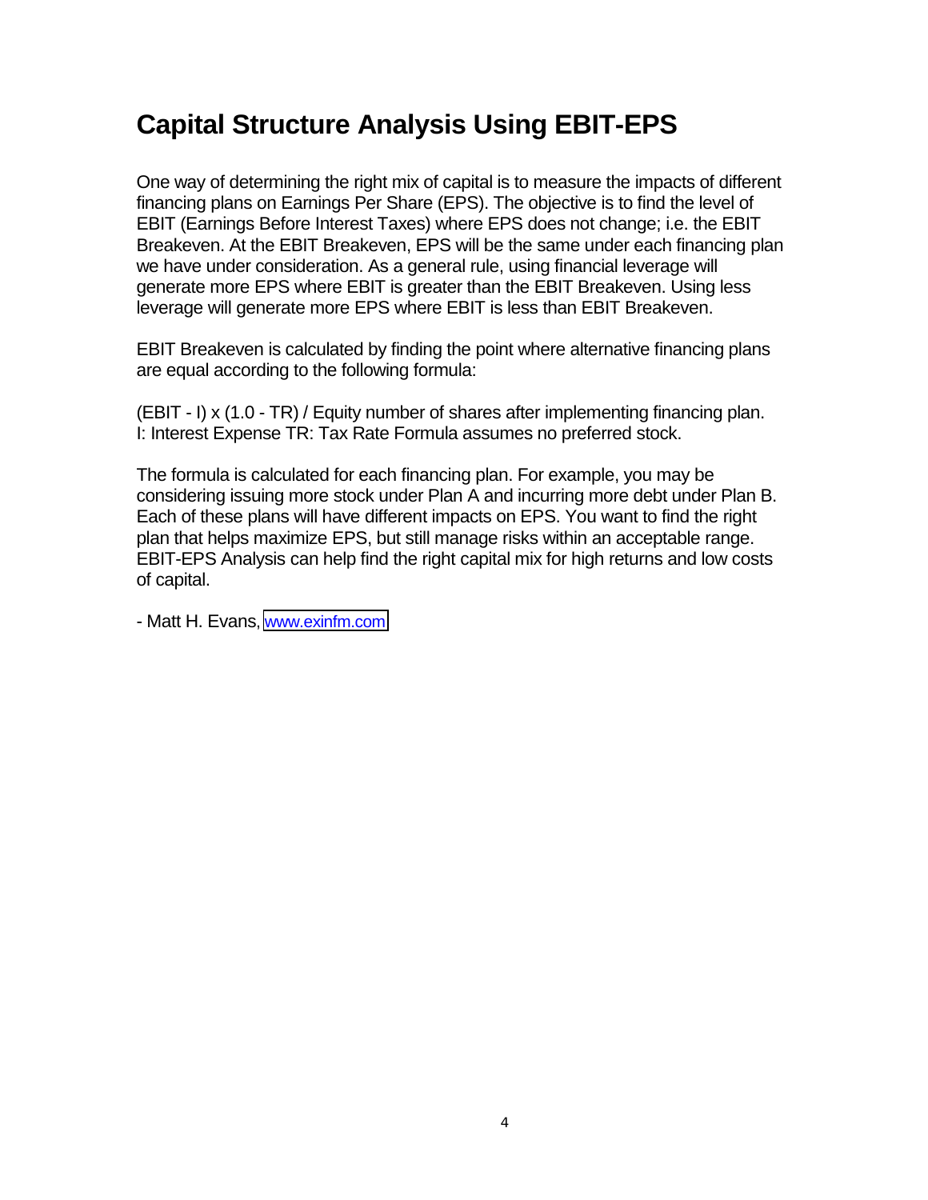# Capital Structure Analysis Using EBIT-EPS

One way of determining the right mix of capital is to measure the impacts of different financing plans on Earnings Per Share (EPS). The objective is to find the level of EBIT (Earnings Before Interest Taxes) where EPS does not change; i.e. the EBIT Breakeven. At the EBIT Breakeven, EPS will be the same under each financing plan we have under consideration. As a general rule, using financial leverage will generate more EPS where EBIT is greater than the EBIT Breakeven. Using less leverage will generate more EPS where EBIT is less than EBIT Breakeven.

EBIT Breakeven is calculated by finding the point where alternative financing plans are equal according to the following formula:

(EBIT - I) x (1.0 - TR) / Equity number of shares after implementing financing plan.
I: Interest Expense TR: Tax Rate Formula assumes no preferred stock.

The formula is calculated for each financing plan. For example, you may be considering issuing more stock under Plan A and incurring more debt under Plan B. Each of these plans will have different impacts on EPS. You want to find the right plan that helps maximize EPS, but still manage risks within an acceptable range. EBIT-EPS Analysis can help find the right capital mix for high returns and low costs of capital.

- Matt H. Evans, www.exinfm.com